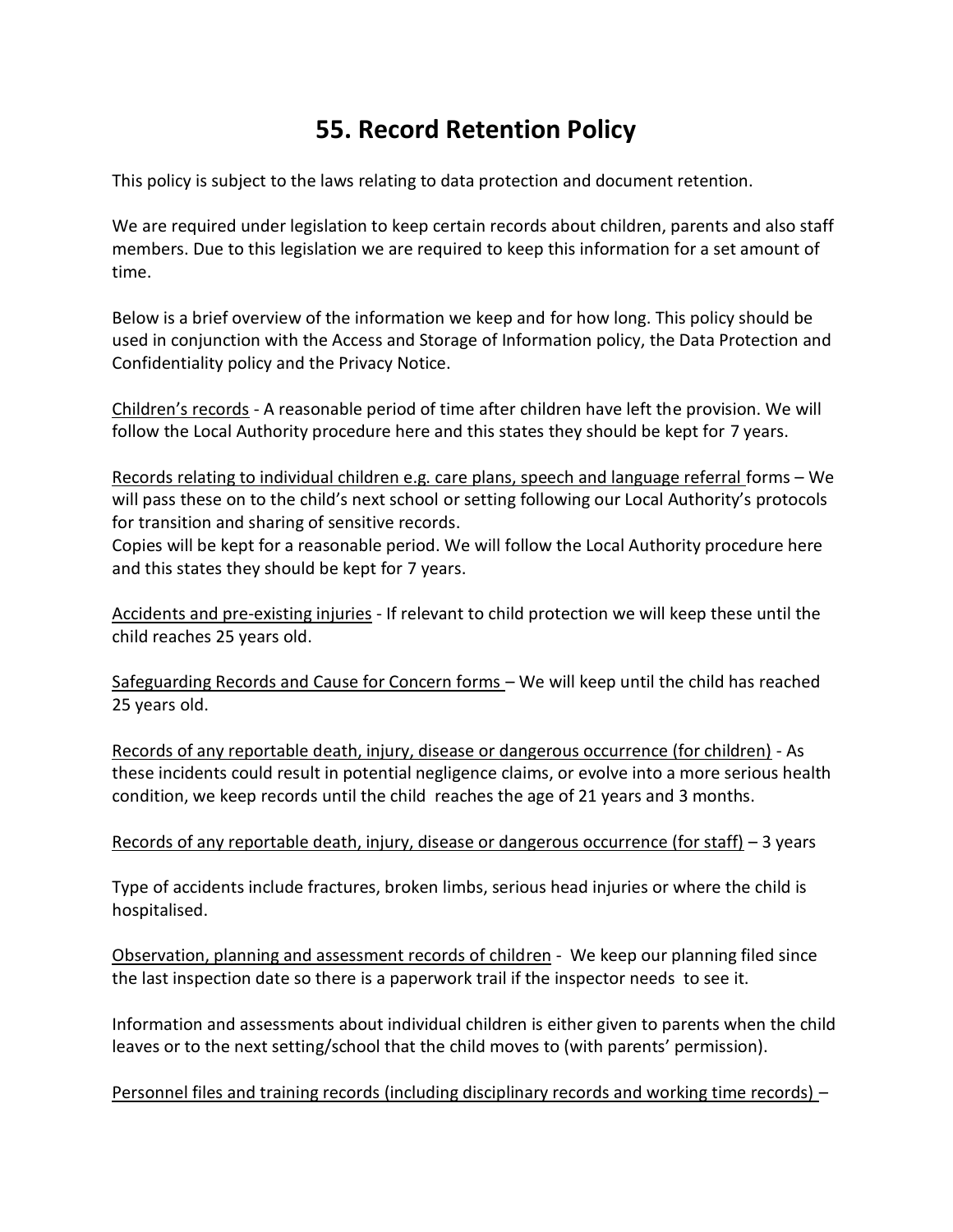# 55. Record Retention Policy

This policy is subject to the laws relating to data protection and document retention.

We are required under legislation to keep certain records about children, parents and also staff members. Due to this legislation we are required to keep this information for a set amount of time.

Below is a brief overview of the information we keep and for how long. This policy should be used in conjunction with the Access and Storage of Information policy, the Data Protection and Confidentiality policy and the Privacy Notice.

<u>Children's records</u> - A reasonable period of time after children have left the provision. We will follow the Local Authority procedure here and this states they should be kept for 7 years.

<u>Records relating to individual children e.g. care plans, speech and language referral</u> forms – We will pass these on to the child's next school or setting following our Local Authority's protocols for transition and sharing of sensitive records.
Copies will be kept for a reasonable period. We will follow the Local Authority procedure here and this states they should be kept for 7 years.

<u>Accidents and pre-existing injuries</u> - If relevant to child protection we will keep these until the child reaches 25 years old.

<u>Safeguarding Records and Cause for Concern forms</u> – We will keep until the child has reached 25 years old.

<u>Records of any reportable death, injury, disease or dangerous occurrence (for children)</u> - As these incidents could result in potential negligence claims, or evolve into a more serious health condition, we keep records until the child reaches the age of 21 years and 3 months.

<u>Records of any reportable death, injury, disease or dangerous occurrence (for staff)</u> – 3 years

Type of accidents include fractures, broken limbs, serious head injuries or where the child is hospitalised.

<u>Observation, planning and assessment records of children</u> - We keep our planning filed since the last inspection date so there is a paperwork trail if the inspector needs to see it.

Information and assessments about individual children is either given to parents when the child leaves or to the next setting/school that the child moves to (with parents' permission).

<u>Personnel files and training records (including disciplinary records and working time records)</u> –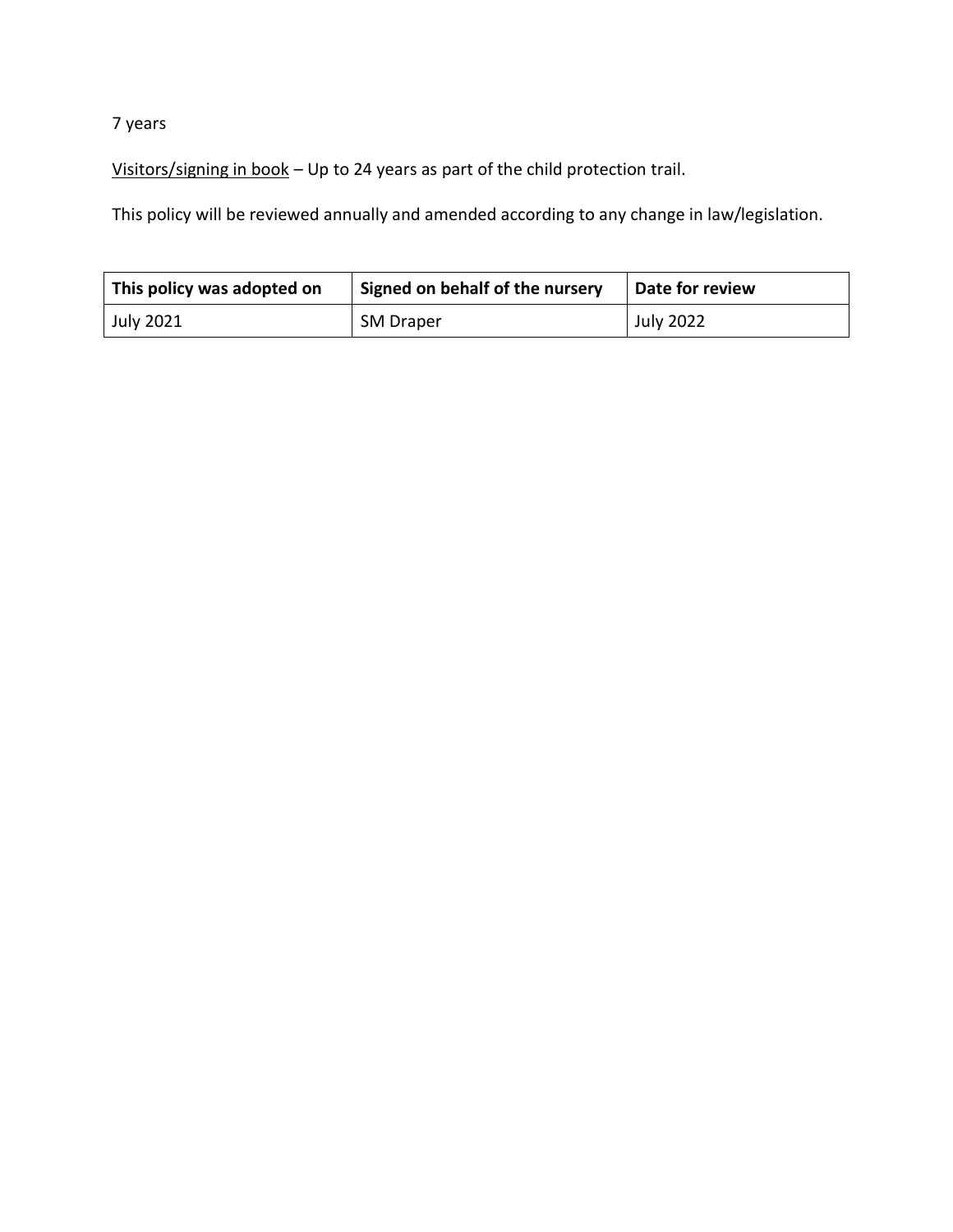7 years

<u>Visitors/signing in book</u> – Up to 24 years as part of the child protection trail.

This policy will be reviewed annually and amended according to any change in law/legislation.

| **This policy was adopted on** | **Signed on behalf of the nursery** | **Date for review** |
|---|---|---|
| July 2021 | SM Draper | July 2022 |